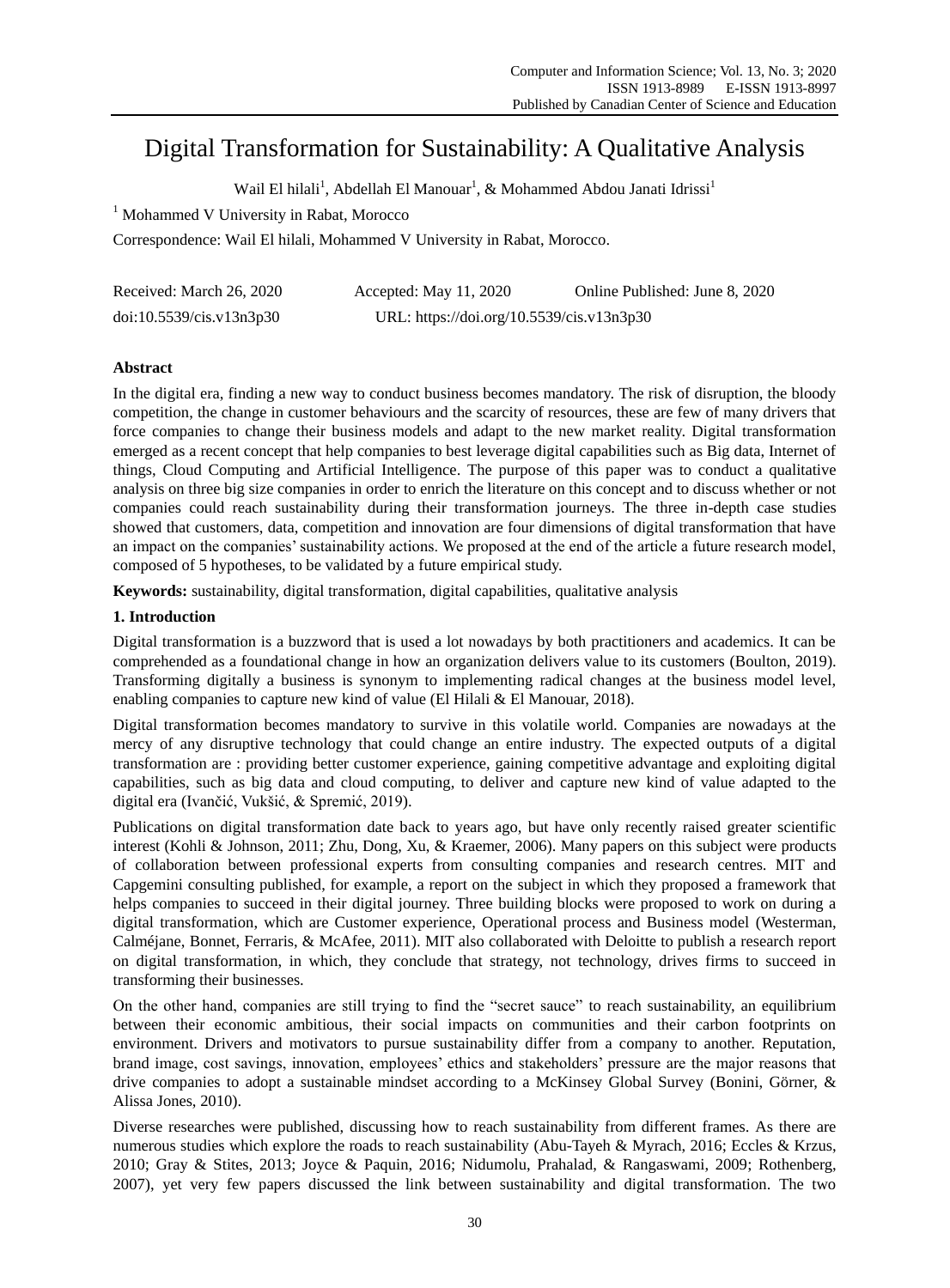# Digital Transformation for Sustainability: A Qualitative Analysis

Wail El hilali[1], Abdellah El Manouar[1], & Mohammed Abdou Janati Idrissi[1]

[1] Mohammed V University in Rabat, Morocco

Correspondence: Wail El hilali, Mohammed V University in Rabat, Morocco.

Received: March 26, 2020 Accepted: May 11, 2020 Online Published: June 8, 2020

doi:10.5539/cis.v13n3p30 URL: https://doi.org/10.5539/cis.v13n3p30

## Abstract

In the digital era, finding a new way to conduct business becomes mandatory. The risk of disruption, the bloody competition, the change in customer behaviours and the scarcity of resources, these are few of many drivers that force companies to change their business models and adapt to the new market reality. Digital transformation emerged as a recent concept that help companies to best leverage digital capabilities such as Big data, Internet of things, Cloud Computing and Artificial Intelligence. The purpose of this paper was to conduct a qualitative analysis on three big size companies in order to enrich the literature on this concept and to discuss whether or not companies could reach sustainability during their transformation journeys. The three in-depth case studies showed that customers, data, competition and innovation are four dimensions of digital transformation that have an impact on the companies' sustainability actions. We proposed at the end of the article a future research model, composed of 5 hypotheses, to be validated by a future empirical study.

**Keywords:** sustainability, digital transformation, digital capabilities, qualitative analysis

## 1. Introduction

Digital transformation is a buzzword that is used a lot nowadays by both practitioners and academics. It can be comprehended as a foundational change in how an organization delivers value to its customers (Boulton, 2019). Transforming digitally a business is synonym to implementing radical changes at the business model level, enabling companies to capture new kind of value (El Hilali & El Manouar, 2018).

Digital transformation becomes mandatory to survive in this volatile world. Companies are nowadays at the mercy of any disruptive technology that could change an entire industry. The expected outputs of a digital transformation are : providing better customer experience, gaining competitive advantage and exploiting digital capabilities, such as big data and cloud computing, to deliver and capture new kind of value adapted to the digital era (Ivančić, Vukšić, & Spremić, 2019).

Publications on digital transformation date back to years ago, but have only recently raised greater scientific interest (Kohli & Johnson, 2011; Zhu, Dong, Xu, & Kraemer, 2006). Many papers on this subject were products of collaboration between professional experts from consulting companies and research centres. MIT and Capgemini consulting published, for example, a report on the subject in which they proposed a framework that helps companies to succeed in their digital journey. Three building blocks were proposed to work on during a digital transformation, which are Customer experience, Operational process and Business model (Westerman, Calméjane, Bonnet, Ferraris, & McAfee, 2011). MIT also collaborated with Deloitte to publish a research report on digital transformation, in which, they conclude that strategy, not technology, drives firms to succeed in transforming their businesses.

On the other hand, companies are still trying to find the "secret sauce" to reach sustainability, an equilibrium between their economic ambitious, their social impacts on communities and their carbon footprints on environment. Drivers and motivators to pursue sustainability differ from a company to another. Reputation, brand image, cost savings, innovation, employees' ethics and stakeholders' pressure are the major reasons that drive companies to adopt a sustainable mindset according to a McKinsey Global Survey (Bonini, Görner, & Alissa Jones, 2010).

Diverse researches were published, discussing how to reach sustainability from different frames. As there are numerous studies which explore the roads to reach sustainability (Abu-Tayeh & Myrach, 2016; Eccles & Krzus, 2010; Gray & Stites, 2013; Joyce & Paquin, 2016; Nidumolu, Prahalad, & Rangaswami, 2009; Rothenberg, 2007), yet very few papers discussed the link between sustainability and digital transformation. The two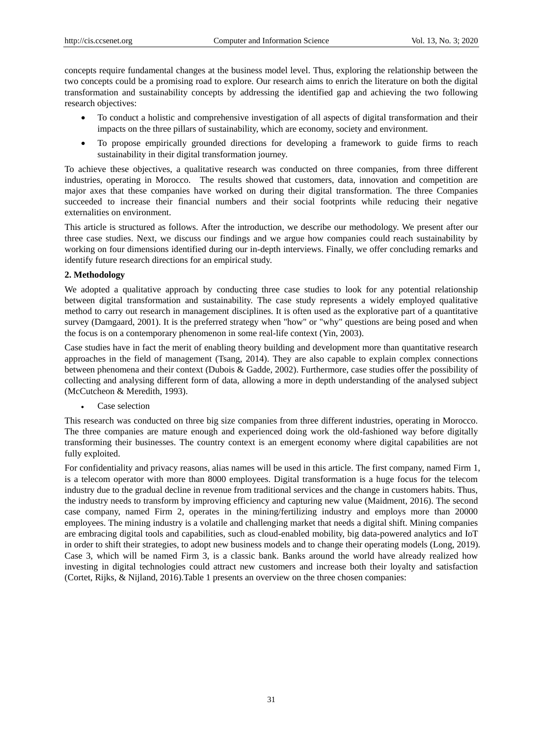concepts require fundamental changes at the business model level. Thus, exploring the relationship between the two concepts could be a promising road to explore. Our research aims to enrich the literature on both the digital transformation and sustainability concepts by addressing the identified gap and achieving the two following research objectives:

- To conduct a holistic and comprehensive investigation of all aspects of digital transformation and their impacts on the three pillars of sustainability, which are economy, society and environment.
- To propose empirically grounded directions for developing a framework to guide firms to reach sustainability in their digital transformation journey.

To achieve these objectives, a qualitative research was conducted on three companies, from three different industries, operating in Morocco. The results showed that customers, data, innovation and competition are major axes that these companies have worked on during their digital transformation. The three Companies succeeded to increase their financial numbers and their social footprints while reducing their negative externalities on environment.

This article is structured as follows. After the introduction, we describe our methodology. We present after our three case studies. Next, we discuss our findings and we argue how companies could reach sustainability by working on four dimensions identified during our in-depth interviews. Finally, we offer concluding remarks and identify future research directions for an empirical study.

## 2. Methodology

We adopted a qualitative approach by conducting three case studies to look for any potential relationship between digital transformation and sustainability. The case study represents a widely employed qualitative method to carry out research in management disciplines. It is often used as the explorative part of a quantitative survey (Damgaard, 2001). It is the preferred strategy when "how" or "why" questions are being posed and when the focus is on a contemporary phenomenon in some real-life context (Yin, 2003).

Case studies have in fact the merit of enabling theory building and development more than quantitative research approaches in the field of management (Tsang, 2014). They are also capable to explain complex connections between phenomena and their context (Dubois & Gadde, 2002). Furthermore, case studies offer the possibility of collecting and analysing different form of data, allowing a more in depth understanding of the analysed subject (McCutcheon & Meredith, 1993).

- Case selection

This research was conducted on three big size companies from three different industries, operating in Morocco. The three companies are mature enough and experienced doing work the old-fashioned way before digitally transforming their businesses. The country context is an emergent economy where digital capabilities are not fully exploited.

For confidentiality and privacy reasons, alias names will be used in this article. The first company, named Firm 1, is a telecom operator with more than 8000 employees. Digital transformation is a huge focus for the telecom industry due to the gradual decline in revenue from traditional services and the change in customers habits. Thus, the industry needs to transform by improving efficiency and capturing new value (Maidment, 2016). The second case company, named Firm 2, operates in the mining/fertilizing industry and employs more than 20000 employees. The mining industry is a volatile and challenging market that needs a digital shift. Mining companies are embracing digital tools and capabilities, such as cloud-enabled mobility, big data-powered analytics and IoT in order to shift their strategies, to adopt new business models and to change their operating models (Long, 2019). Case 3, which will be named Firm 3, is a classic bank. Banks around the world have already realized how investing in digital technologies could attract new customers and increase both their loyalty and satisfaction (Cortet, Rijks, & Nijland, 2016).Table 1 presents an overview on the three chosen companies: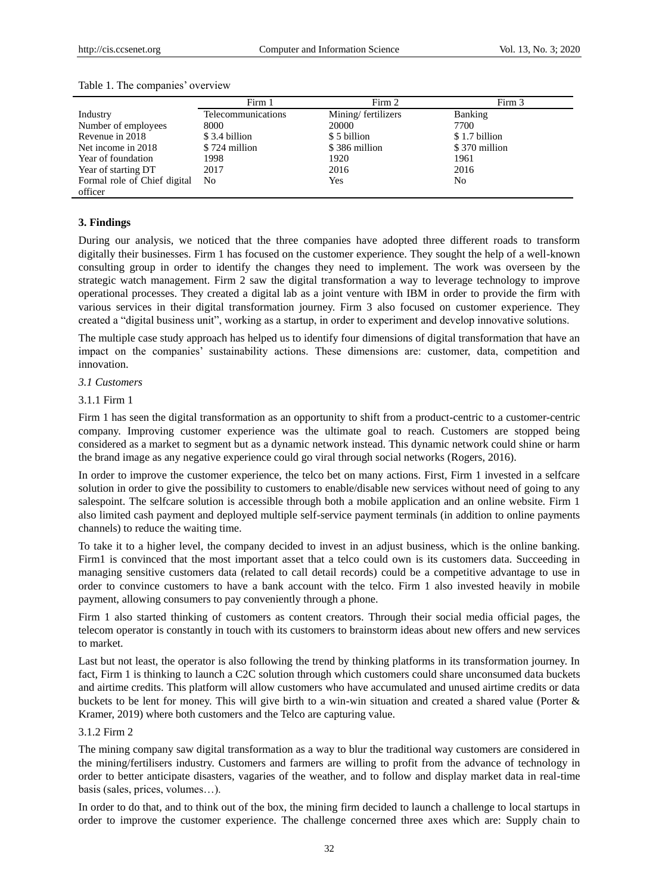Table 1. The companies' overview

| | Firm 1 | Firm 2 | Firm 3 |
|---|---|---|---|
| Industry | Telecommunications | Mining/ fertilizers | Banking |
| Number of employees | 8000 | 20000 | 7700 |
| Revenue in 2018 | $ 3.4 billion | $ 5 billion | $ 1.7 billion |
| Net income in 2018 | $ 724 million | $ 386 million | $ 370 million |
| Year of foundation | 1998 | 1920 | 1961 |
| Year of starting DT | 2017 | 2016 | 2016 |
| Formal role of Chief digital officer | No | Yes | No |

## 3. Findings

During our analysis, we noticed that the three companies have adopted three different roads to transform digitally their businesses. Firm 1 has focused on the customer experience. They sought the help of a well-known consulting group in order to identify the changes they need to implement. The work was overseen by the strategic watch management. Firm 2 saw the digital transformation a way to leverage technology to improve operational processes. They created a digital lab as a joint venture with IBM in order to provide the firm with various services in their digital transformation journey. Firm 3 also focused on customer experience. They created a "digital business unit", working as a startup, in order to experiment and develop innovative solutions.

The multiple case study approach has helped us to identify four dimensions of digital transformation that have an impact on the companies' sustainability actions. These dimensions are: customer, data, competition and innovation.

### *3.1 Customers*

#### 3.1.1 Firm 1

Firm 1 has seen the digital transformation as an opportunity to shift from a product-centric to a customer-centric company. Improving customer experience was the ultimate goal to reach. Customers are stopped being considered as a market to segment but as a dynamic network instead. This dynamic network could shine or harm the brand image as any negative experience could go viral through social networks (Rogers, 2016).

In order to improve the customer experience, the telco bet on many actions. First, Firm 1 invested in a selfcare solution in order to give the possibility to customers to enable/disable new services without need of going to any salespoint. The selfcare solution is accessible through both a mobile application and an online website. Firm 1 also limited cash payment and deployed multiple self-service payment terminals (in addition to online payments channels) to reduce the waiting time.

To take it to a higher level, the company decided to invest in an adjust business, which is the online banking. Firm1 is convinced that the most important asset that a telco could own is its customers data. Succeeding in managing sensitive customers data (related to call detail records) could be a competitive advantage to use in order to convince customers to have a bank account with the telco. Firm 1 also invested heavily in mobile payment, allowing consumers to pay conveniently through a phone.

Firm 1 also started thinking of customers as content creators. Through their social media official pages, the telecom operator is constantly in touch with its customers to brainstorm ideas about new offers and new services to market.

Last but not least, the operator is also following the trend by thinking platforms in its transformation journey. In fact, Firm 1 is thinking to launch a C2C solution through which customers could share unconsumed data buckets and airtime credits. This platform will allow customers who have accumulated and unused airtime credits or data buckets to be lent for money. This will give birth to a win-win situation and created a shared value (Porter & Kramer, 2019) where both customers and the Telco are capturing value.

#### 3.1.2 Firm 2

The mining company saw digital transformation as a way to blur the traditional way customers are considered in the mining/fertilisers industry. Customers and farmers are willing to profit from the advance of technology in order to better anticipate disasters, vagaries of the weather, and to follow and display market data in real-time basis (sales, prices, volumes…).

In order to do that, and to think out of the box, the mining firm decided to launch a challenge to local startups in order to improve the customer experience. The challenge concerned three axes which are: Supply chain to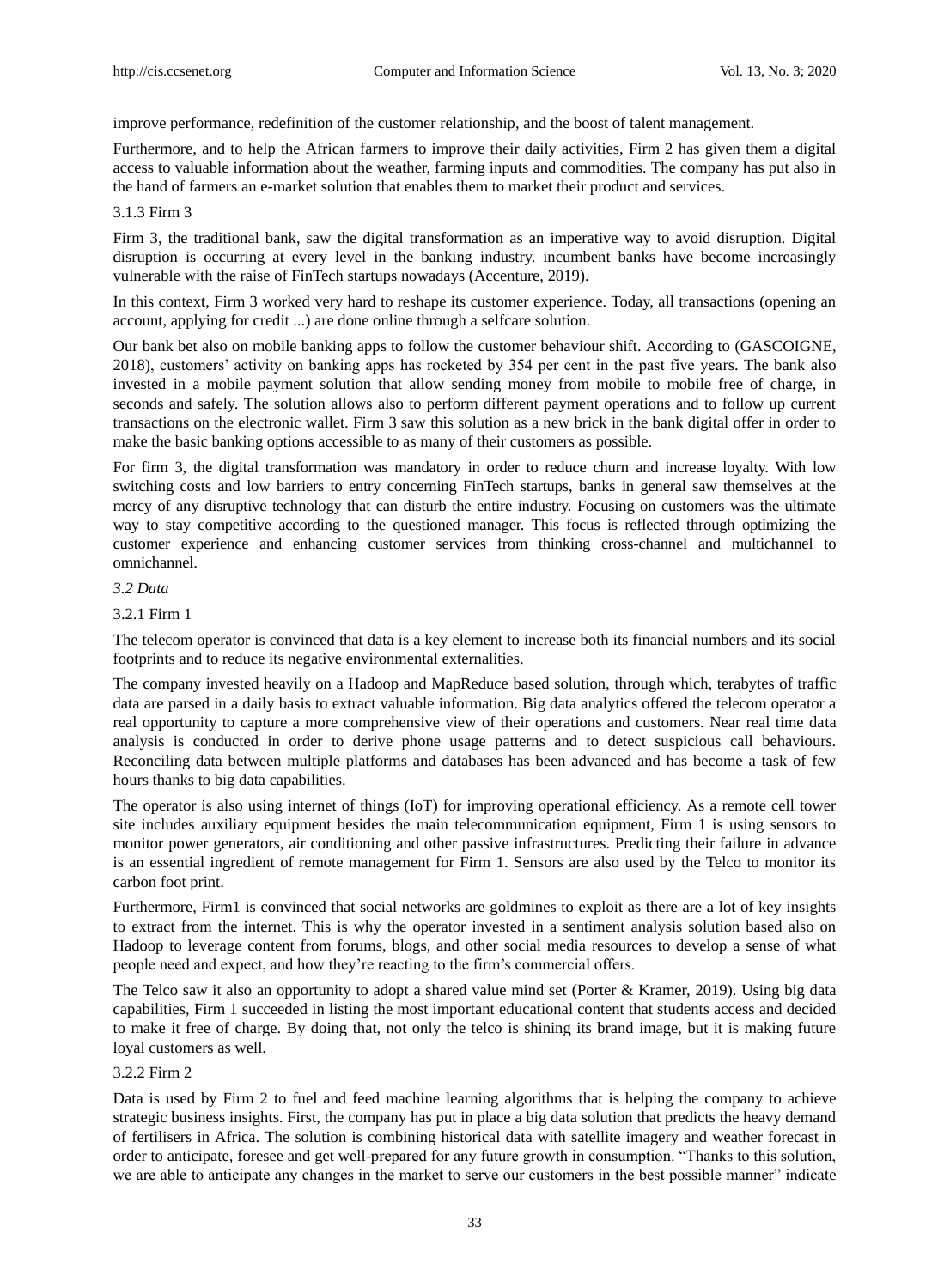improve performance, redefinition of the customer relationship, and the boost of talent management.

Furthermore, and to help the African farmers to improve their daily activities, Firm 2 has given them a digital access to valuable information about the weather, farming inputs and commodities. The company has put also in the hand of farmers an e-market solution that enables them to market their product and services.

#### 3.1.3 Firm 3

Firm 3, the traditional bank, saw the digital transformation as an imperative way to avoid disruption. Digital disruption is occurring at every level in the banking industry. incumbent banks have become increasingly vulnerable with the raise of FinTech startups nowadays (Accenture, 2019).

In this context, Firm 3 worked very hard to reshape its customer experience. Today, all transactions (opening an account, applying for credit ...) are done online through a selfcare solution.

Our bank bet also on mobile banking apps to follow the customer behaviour shift. According to (GASCOIGNE, 2018), customers' activity on banking apps has rocketed by 354 per cent in the past five years. The bank also invested in a mobile payment solution that allow sending money from mobile to mobile free of charge, in seconds and safely. The solution allows also to perform different payment operations and to follow up current transactions on the electronic wallet. Firm 3 saw this solution as a new brick in the bank digital offer in order to make the basic banking options accessible to as many of their customers as possible.

For firm 3, the digital transformation was mandatory in order to reduce churn and increase loyalty. With low switching costs and low barriers to entry concerning FinTech startups, banks in general saw themselves at the mercy of any disruptive technology that can disturb the entire industry. Focusing on customers was the ultimate way to stay competitive according to the questioned manager. This focus is reflected through optimizing the customer experience and enhancing customer services from thinking cross-channel and multichannel to omnichannel.

### *3.2 Data*

#### 3.2.1 Firm 1

The telecom operator is convinced that data is a key element to increase both its financial numbers and its social footprints and to reduce its negative environmental externalities.

The company invested heavily on a Hadoop and MapReduce based solution, through which, terabytes of traffic data are parsed in a daily basis to extract valuable information. Big data analytics offered the telecom operator a real opportunity to capture a more comprehensive view of their operations and customers. Near real time data analysis is conducted in order to derive phone usage patterns and to detect suspicious call behaviours. Reconciling data between multiple platforms and databases has been advanced and has become a task of few hours thanks to big data capabilities.

The operator is also using internet of things (IoT) for improving operational efficiency. As a remote cell tower site includes auxiliary equipment besides the main telecommunication equipment, Firm 1 is using sensors to monitor power generators, air conditioning and other passive infrastructures. Predicting their failure in advance is an essential ingredient of remote management for Firm 1. Sensors are also used by the Telco to monitor its carbon foot print.

Furthermore, Firm1 is convinced that social networks are goldmines to exploit as there are a lot of key insights to extract from the internet. This is why the operator invested in a sentiment analysis solution based also on Hadoop to leverage content from forums, blogs, and other social media resources to develop a sense of what people need and expect, and how they're reacting to the firm's commercial offers.

The Telco saw it also an opportunity to adopt a shared value mind set (Porter & Kramer, 2019). Using big data capabilities, Firm 1 succeeded in listing the most important educational content that students access and decided to make it free of charge. By doing that, not only the telco is shining its brand image, but it is making future loyal customers as well.

#### 3.2.2 Firm 2

Data is used by Firm 2 to fuel and feed machine learning algorithms that is helping the company to achieve strategic business insights. First, the company has put in place a big data solution that predicts the heavy demand of fertilisers in Africa. The solution is combining historical data with satellite imagery and weather forecast in order to anticipate, foresee and get well-prepared for any future growth in consumption. "Thanks to this solution, we are able to anticipate any changes in the market to serve our customers in the best possible manner" indicate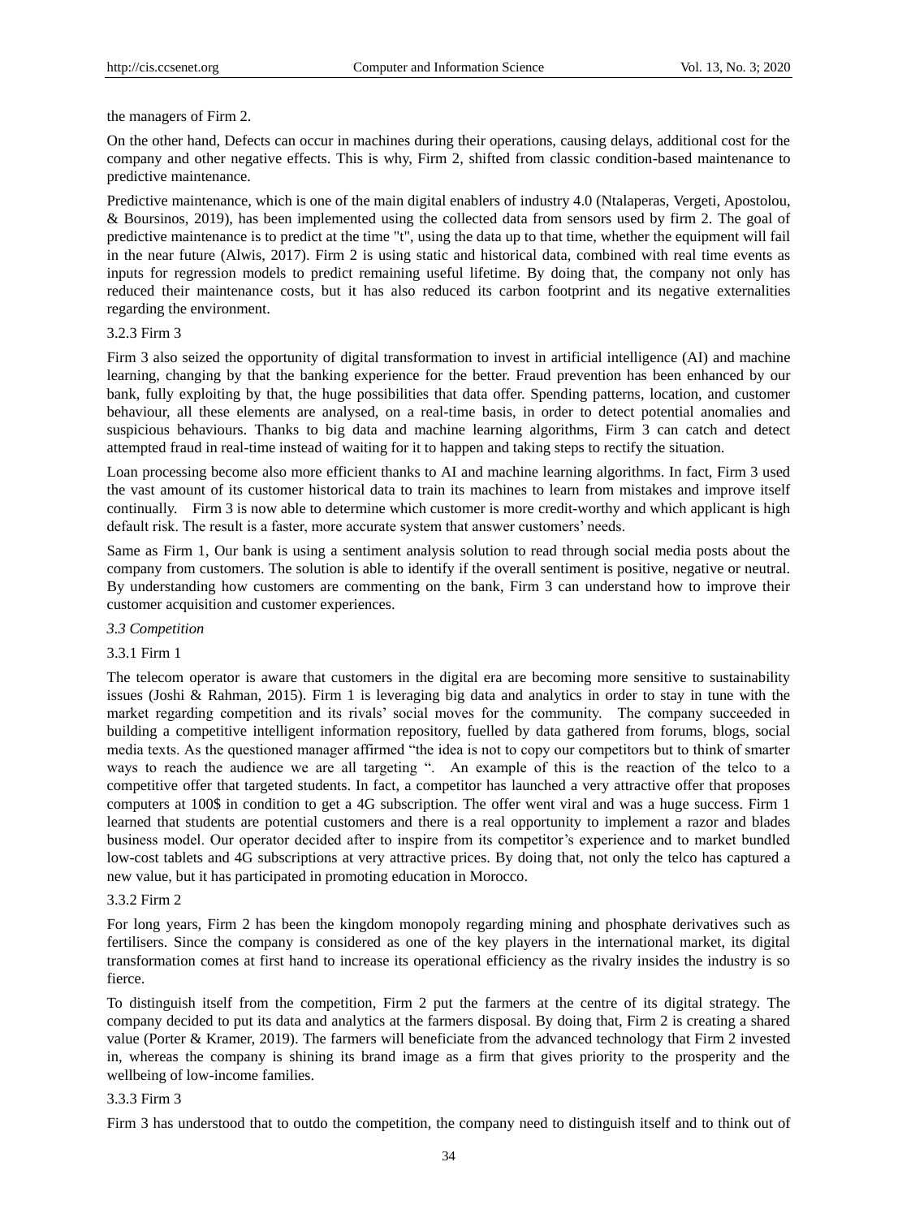the managers of Firm 2.

On the other hand, Defects can occur in machines during their operations, causing delays, additional cost for the company and other negative effects. This is why, Firm 2, shifted from classic condition-based maintenance to predictive maintenance.

Predictive maintenance, which is one of the main digital enablers of industry 4.0 (Ntalaperas, Vergeti, Apostolou, & Boursinos, 2019), has been implemented using the collected data from sensors used by firm 2. The goal of predictive maintenance is to predict at the time "t", using the data up to that time, whether the equipment will fail in the near future (Alwis, 2017). Firm 2 is using static and historical data, combined with real time events as inputs for regression models to predict remaining useful lifetime. By doing that, the company not only has reduced their maintenance costs, but it has also reduced its carbon footprint and its negative externalities regarding the environment.

#### 3.2.3 Firm 3

Firm 3 also seized the opportunity of digital transformation to invest in artificial intelligence (AI) and machine learning, changing by that the banking experience for the better. Fraud prevention has been enhanced by our bank, fully exploiting by that, the huge possibilities that data offer. Spending patterns, location, and customer behaviour, all these elements are analysed, on a real-time basis, in order to detect potential anomalies and suspicious behaviours. Thanks to big data and machine learning algorithms, Firm 3 can catch and detect attempted fraud in real-time instead of waiting for it to happen and taking steps to rectify the situation.

Loan processing become also more efficient thanks to AI and machine learning algorithms. In fact, Firm 3 used the vast amount of its customer historical data to train its machines to learn from mistakes and improve itself continually. Firm 3 is now able to determine which customer is more credit-worthy and which applicant is high default risk. The result is a faster, more accurate system that answer customers' needs.

Same as Firm 1, Our bank is using a sentiment analysis solution to read through social media posts about the company from customers. The solution is able to identify if the overall sentiment is positive, negative or neutral. By understanding how customers are commenting on the bank, Firm 3 can understand how to improve their customer acquisition and customer experiences.

### *3.3 Competition*

#### 3.3.1 Firm 1

The telecom operator is aware that customers in the digital era are becoming more sensitive to sustainability issues (Joshi & Rahman, 2015). Firm 1 is leveraging big data and analytics in order to stay in tune with the market regarding competition and its rivals' social moves for the community. The company succeeded in building a competitive intelligent information repository, fuelled by data gathered from forums, blogs, social media texts. As the questioned manager affirmed "the idea is not to copy our competitors but to think of smarter ways to reach the audience we are all targeting ". An example of this is the reaction of the telco to a competitive offer that targeted students. In fact, a competitor has launched a very attractive offer that proposes computers at 100$ in condition to get a 4G subscription. The offer went viral and was a huge success. Firm 1 learned that students are potential customers and there is a real opportunity to implement a razor and blades business model. Our operator decided after to inspire from its competitor's experience and to market bundled low-cost tablets and 4G subscriptions at very attractive prices. By doing that, not only the telco has captured a new value, but it has participated in promoting education in Morocco.

#### 3.3.2 Firm 2

For long years, Firm 2 has been the kingdom monopoly regarding mining and phosphate derivatives such as fertilisers. Since the company is considered as one of the key players in the international market, its digital transformation comes at first hand to increase its operational efficiency as the rivalry insides the industry is so fierce.

To distinguish itself from the competition, Firm 2 put the farmers at the centre of its digital strategy. The company decided to put its data and analytics at the farmers disposal. By doing that, Firm 2 is creating a shared value (Porter & Kramer, 2019). The farmers will beneficiate from the advanced technology that Firm 2 invested in, whereas the company is shining its brand image as a firm that gives priority to the prosperity and the wellbeing of low-income families.

#### 3.3.3 Firm 3

Firm 3 has understood that to outdo the competition, the company need to distinguish itself and to think out of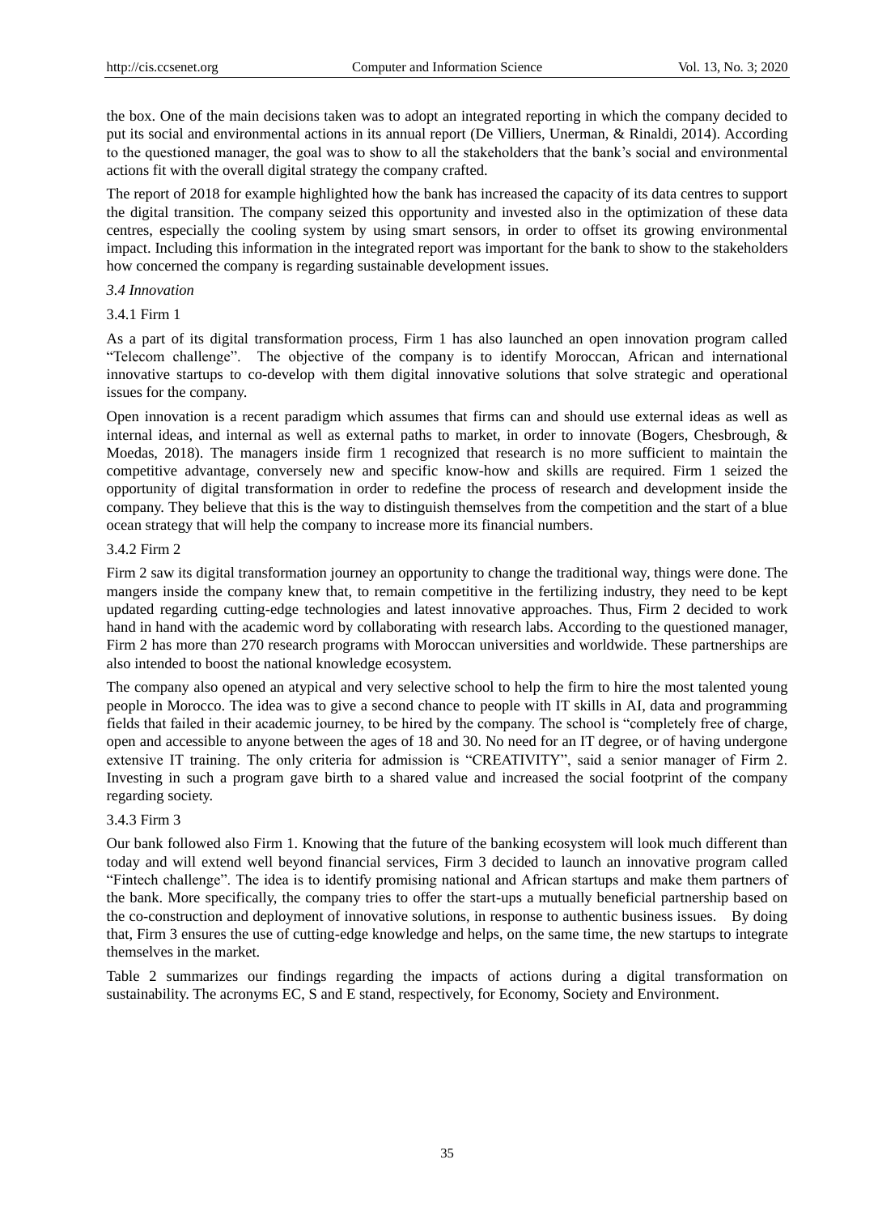the box. One of the main decisions taken was to adopt an integrated reporting in which the company decided to put its social and environmental actions in its annual report (De Villiers, Unerman, & Rinaldi, 2014). According to the questioned manager, the goal was to show to all the stakeholders that the bank's social and environmental actions fit with the overall digital strategy the company crafted.

The report of 2018 for example highlighted how the bank has increased the capacity of its data centres to support the digital transition. The company seized this opportunity and invested also in the optimization of these data centres, especially the cooling system by using smart sensors, in order to offset its growing environmental impact. Including this information in the integrated report was important for the bank to show to the stakeholders how concerned the company is regarding sustainable development issues.

### *3.4 Innovation*

#### 3.4.1 Firm 1

As a part of its digital transformation process, Firm 1 has also launched an open innovation program called "Telecom challenge". The objective of the company is to identify Moroccan, African and international innovative startups to co-develop with them digital innovative solutions that solve strategic and operational issues for the company.

Open innovation is a recent paradigm which assumes that firms can and should use external ideas as well as internal ideas, and internal as well as external paths to market, in order to innovate (Bogers, Chesbrough, & Moedas, 2018). The managers inside firm 1 recognized that research is no more sufficient to maintain the competitive advantage, conversely new and specific know-how and skills are required. Firm 1 seized the opportunity of digital transformation in order to redefine the process of research and development inside the company. They believe that this is the way to distinguish themselves from the competition and the start of a blue ocean strategy that will help the company to increase more its financial numbers.

#### 3.4.2 Firm 2

Firm 2 saw its digital transformation journey an opportunity to change the traditional way, things were done. The mangers inside the company knew that, to remain competitive in the fertilizing industry, they need to be kept updated regarding cutting-edge technologies and latest innovative approaches. Thus, Firm 2 decided to work hand in hand with the academic word by collaborating with research labs. According to the questioned manager, Firm 2 has more than 270 research programs with Moroccan universities and worldwide. These partnerships are also intended to boost the national knowledge ecosystem.

The company also opened an atypical and very selective school to help the firm to hire the most talented young people in Morocco. The idea was to give a second chance to people with IT skills in AI, data and programming fields that failed in their academic journey, to be hired by the company. The school is "completely free of charge, open and accessible to anyone between the ages of 18 and 30. No need for an IT degree, or of having undergone extensive IT training. The only criteria for admission is "CREATIVITY", said a senior manager of Firm 2. Investing in such a program gave birth to a shared value and increased the social footprint of the company regarding society.

#### 3.4.3 Firm 3

Our bank followed also Firm 1. Knowing that the future of the banking ecosystem will look much different than today and will extend well beyond financial services, Firm 3 decided to launch an innovative program called "Fintech challenge". The idea is to identify promising national and African startups and make them partners of the bank. More specifically, the company tries to offer the start-ups a mutually beneficial partnership based on the co-construction and deployment of innovative solutions, in response to authentic business issues. By doing that, Firm 3 ensures the use of cutting-edge knowledge and helps, on the same time, the new startups to integrate themselves in the market.

Table 2 summarizes our findings regarding the impacts of actions during a digital transformation on sustainability. The acronyms EC, S and E stand, respectively, for Economy, Society and Environment.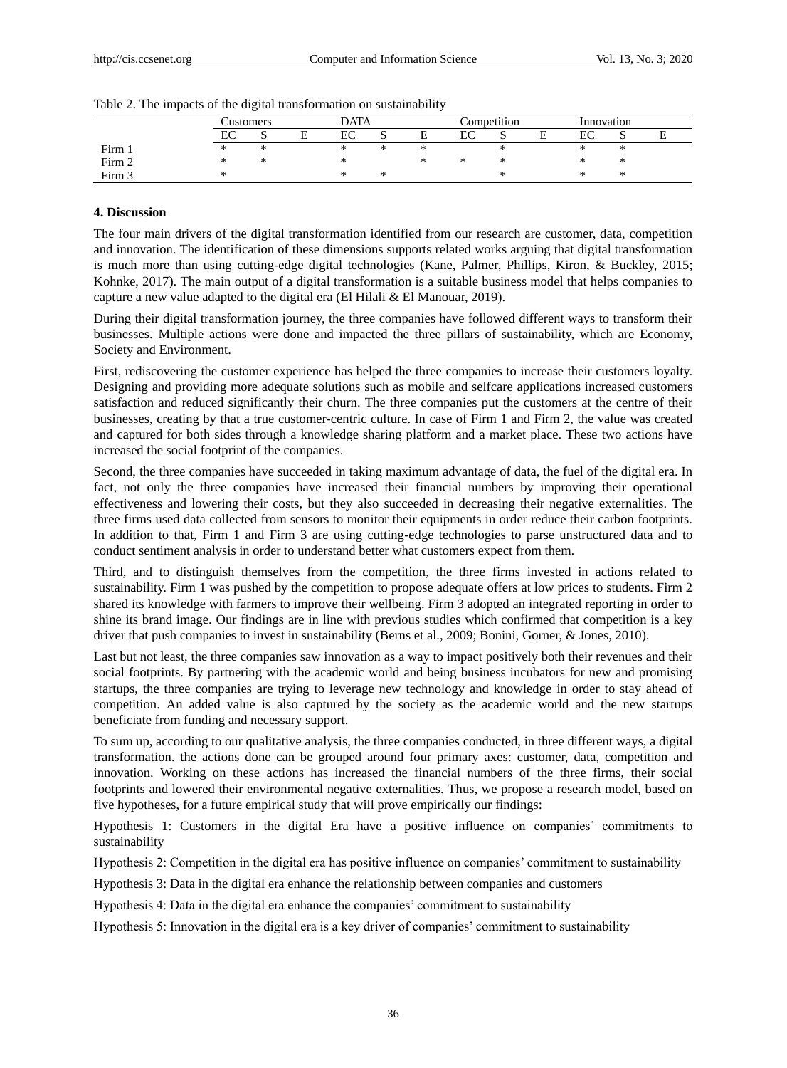Table 2. The impacts of the digital transformation on sustainability

| | Customers | | | DATA | | | Competition | | | Innovation | | |
|---|---|---|---|---|---|---|---|---|---|---|---|---|
| | EC | S | E | EC | S | E | EC | S | E | EC | S | E |
| Firm 1 | * | * | | * | * | * | | * | | * | * | |
| Firm 2 | * | * | | * | | * | * | * | | * | * | |
| Firm 3 | * | | | * | * | | | * | | * | * | |

## 4. Discussion

The four main drivers of the digital transformation identified from our research are customer, data, competition and innovation. The identification of these dimensions supports related works arguing that digital transformation is much more than using cutting-edge digital technologies (Kane, Palmer, Phillips, Kiron, & Buckley, 2015; Kohnke, 2017). The main output of a digital transformation is a suitable business model that helps companies to capture a new value adapted to the digital era (El Hilali & El Manouar, 2019).

During their digital transformation journey, the three companies have followed different ways to transform their businesses. Multiple actions were done and impacted the three pillars of sustainability, which are Economy, Society and Environment.

First, rediscovering the customer experience has helped the three companies to increase their customers loyalty. Designing and providing more adequate solutions such as mobile and selfcare applications increased customers satisfaction and reduced significantly their churn. The three companies put the customers at the centre of their businesses, creating by that a true customer-centric culture. In case of Firm 1 and Firm 2, the value was created and captured for both sides through a knowledge sharing platform and a market place. These two actions have increased the social footprint of the companies.

Second, the three companies have succeeded in taking maximum advantage of data, the fuel of the digital era. In fact, not only the three companies have increased their financial numbers by improving their operational effectiveness and lowering their costs, but they also succeeded in decreasing their negative externalities. The three firms used data collected from sensors to monitor their equipments in order reduce their carbon footprints. In addition to that, Firm 1 and Firm 3 are using cutting-edge technologies to parse unstructured data and to conduct sentiment analysis in order to understand better what customers expect from them.

Third, and to distinguish themselves from the competition, the three firms invested in actions related to sustainability. Firm 1 was pushed by the competition to propose adequate offers at low prices to students. Firm 2 shared its knowledge with farmers to improve their wellbeing. Firm 3 adopted an integrated reporting in order to shine its brand image. Our findings are in line with previous studies which confirmed that competition is a key driver that push companies to invest in sustainability (Berns et al., 2009; Bonini, Gorner, & Jones, 2010).

Last but not least, the three companies saw innovation as a way to impact positively both their revenues and their social footprints. By partnering with the academic world and being business incubators for new and promising startups, the three companies are trying to leverage new technology and knowledge in order to stay ahead of competition. An added value is also captured by the society as the academic world and the new startups beneficiate from funding and necessary support.

To sum up, according to our qualitative analysis, the three companies conducted, in three different ways, a digital transformation. the actions done can be grouped around four primary axes: customer, data, competition and innovation. Working on these actions has increased the financial numbers of the three firms, their social footprints and lowered their environmental negative externalities. Thus, we propose a research model, based on five hypotheses, for a future empirical study that will prove empirically our findings:

Hypothesis 1: Customers in the digital Era have a positive influence on companies' commitments to sustainability

Hypothesis 2: Competition in the digital era has positive influence on companies' commitment to sustainability

Hypothesis 3: Data in the digital era enhance the relationship between companies and customers

Hypothesis 4: Data in the digital era enhance the companies' commitment to sustainability

Hypothesis 5: Innovation in the digital era is a key driver of companies' commitment to sustainability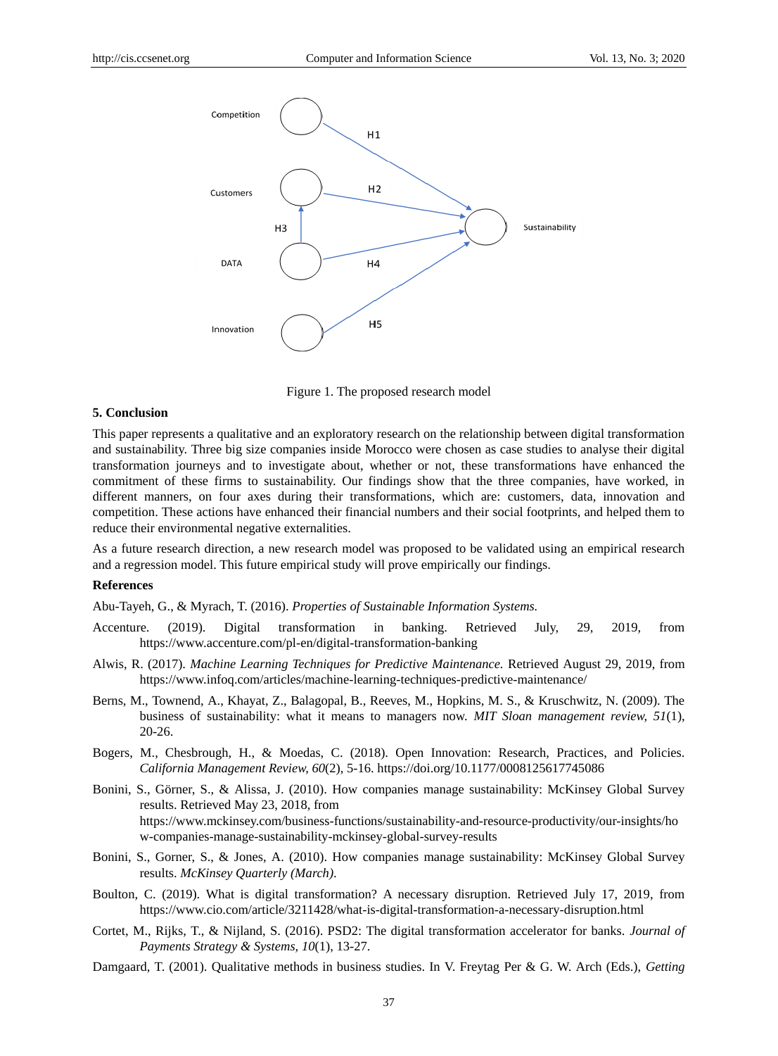Figure 1. The proposed research model

## 5. Conclusion

This paper represents a qualitative and an exploratory research on the relationship between digital transformation and sustainability. Three big size companies inside Morocco were chosen as case studies to analyse their digital transformation journeys and to investigate about, whether or not, these transformations have enhanced the commitment of these firms to sustainability. Our findings show that the three companies, have worked, in different manners, on four axes during their transformations, which are: customers, data, innovation and competition. These actions have enhanced their financial numbers and their social footprints, and helped them to reduce their environmental negative externalities.

As a future research direction, a new research model was proposed to be validated using an empirical research and a regression model. This future empirical study will prove empirically our findings.

## References

Abu-Tayeh, G., & Myrach, T. (2016). *Properties of Sustainable Information Systems.*

Accenture. (2019). Digital transformation in banking. Retrieved July, 29, 2019, from https://www.accenture.com/pl-en/digital-transformation-banking

Alwis, R. (2017). *Machine Learning Techniques for Predictive Maintenance.* Retrieved August 29, 2019, from https://www.infoq.com/articles/machine-learning-techniques-predictive-maintenance/

Berns, M., Townend, A., Khayat, Z., Balagopal, B., Reeves, M., Hopkins, M. S., & Kruschwitz, N. (2009). The business of sustainability: what it means to managers now. *MIT Sloan management review, 51*(1), 20-26.

Bogers, M., Chesbrough, H., & Moedas, C. (2018). Open Innovation: Research, Practices, and Policies. *California Management Review, 60*(2), 5-16. https://doi.org/10.1177/0008125617745086

Bonini, S., Görner, S., & Alissa, J. (2010). How companies manage sustainability: McKinsey Global Survey results. Retrieved May 23, 2018, from https://www.mckinsey.com/business-functions/sustainability-and-resource-productivity/our-insights/how-companies-manage-sustainability-mckinsey-global-survey-results

Bonini, S., Gorner, S., & Jones, A. (2010). How companies manage sustainability: McKinsey Global Survey results. *McKinsey Quarterly (March).*

Boulton, C. (2019). What is digital transformation? A necessary disruption. Retrieved July 17, 2019, from https://www.cio.com/article/3211428/what-is-digital-transformation-a-necessary-disruption.html

Cortet, M., Rijks, T., & Nijland, S. (2016). PSD2: The digital transformation accelerator for banks. *Journal of Payments Strategy & Systems, 10*(1), 13-27.

Damgaard, T. (2001). Qualitative methods in business studies. In V. Freytag Per & G. W. Arch (Eds.), *Getting*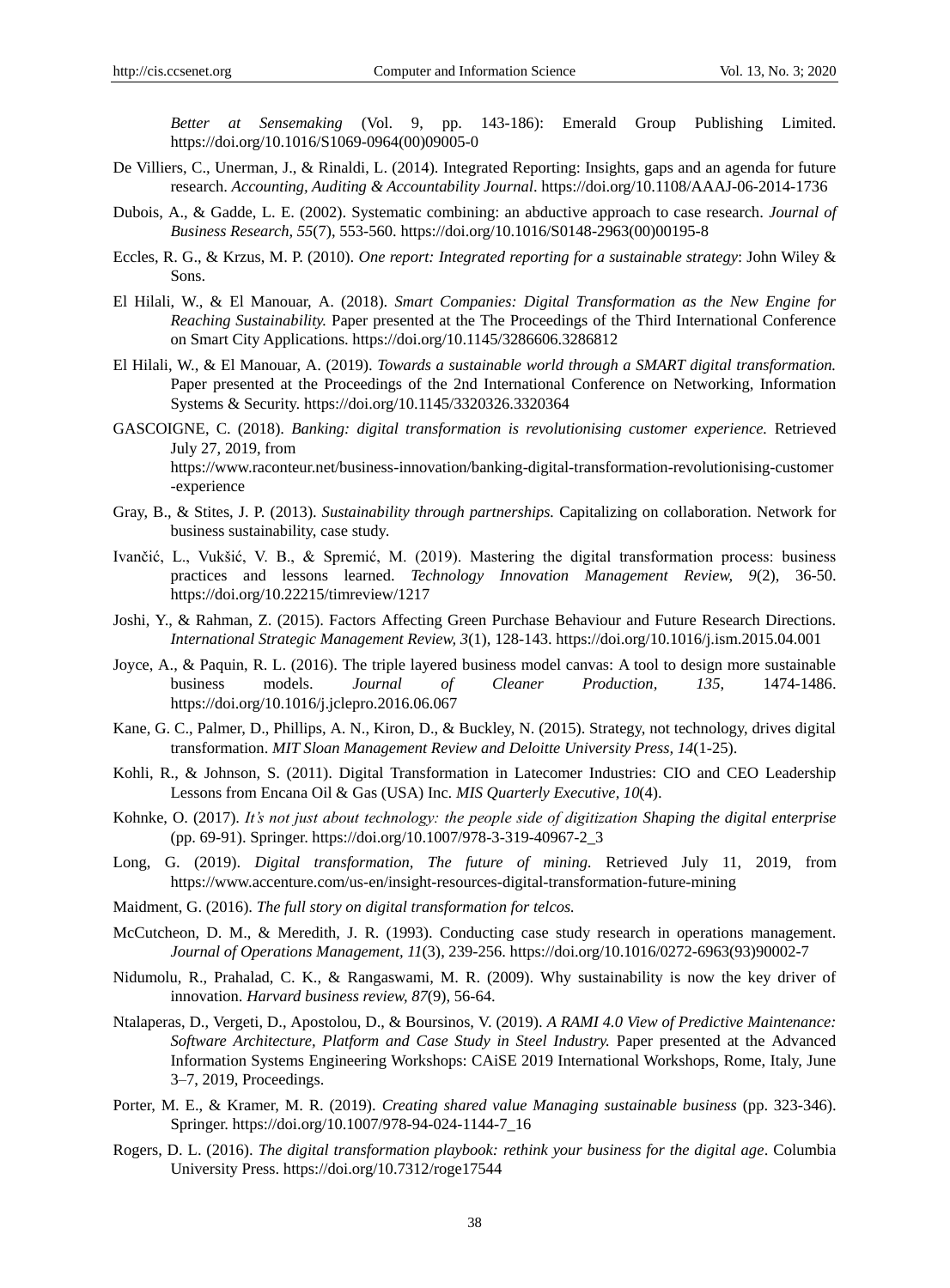*Better at Sensemaking* (Vol. 9, pp. 143-186): Emerald Group Publishing Limited. https://doi.org/10.1016/S1069-0964(00)09005-0

De Villiers, C., Unerman, J., & Rinaldi, L. (2014). Integrated Reporting: Insights, gaps and an agenda for future research. *Accounting, Auditing & Accountability Journal*. https://doi.org/10.1108/AAAJ-06-2014-1736

Dubois, A., & Gadde, L. E. (2002). Systematic combining: an abductive approach to case research. *Journal of Business Research, 55*(7), 553-560. https://doi.org/10.1016/S0148-2963(00)00195-8

Eccles, R. G., & Krzus, M. P. (2010). *One report: Integrated reporting for a sustainable strategy*: John Wiley & Sons.

El Hilali, W., & El Manouar, A. (2018). *Smart Companies: Digital Transformation as the New Engine for Reaching Sustainability.* Paper presented at the The Proceedings of the Third International Conference on Smart City Applications. https://doi.org/10.1145/3286606.3286812

El Hilali, W., & El Manouar, A. (2019). *Towards a sustainable world through a SMART digital transformation.* Paper presented at the Proceedings of the 2nd International Conference on Networking, Information Systems & Security. https://doi.org/10.1145/3320326.3320364

GASCOIGNE, C. (2018). *Banking: digital transformation is revolutionising customer experience.* Retrieved July 27, 2019, from https://www.raconteur.net/business-innovation/banking-digital-transformation-revolutionising-customer-experience

Gray, B., & Stites, J. P. (2013). *Sustainability through partnerships.* Capitalizing on collaboration. Network for business sustainability, case study.

Ivančić, L., Vukšić, V. B., & Spremić, M. (2019). Mastering the digital transformation process: business practices and lessons learned. *Technology Innovation Management Review, 9*(2), 36-50. https://doi.org/10.22215/timreview/1217

Joshi, Y., & Rahman, Z. (2015). Factors Affecting Green Purchase Behaviour and Future Research Directions. *International Strategic Management Review, 3*(1), 128-143. https://doi.org/10.1016/j.ism.2015.04.001

Joyce, A., & Paquin, R. L. (2016). The triple layered business model canvas: A tool to design more sustainable business models. *Journal of Cleaner Production, 135*, 1474-1486. https://doi.org/10.1016/j.jclepro.2016.06.067

Kane, G. C., Palmer, D., Phillips, A. N., Kiron, D., & Buckley, N. (2015). Strategy, not technology, drives digital transformation. *MIT Sloan Management Review and Deloitte University Press, 14*(1-25).

Kohli, R., & Johnson, S. (2011). Digital Transformation in Latecomer Industries: CIO and CEO Leadership Lessons from Encana Oil & Gas (USA) Inc. *MIS Quarterly Executive, 10*(4).

Kohnke, O. (2017). *It's not just about technology: the people side of digitization Shaping the digital enterprise* (pp. 69-91). Springer. https://doi.org/10.1007/978-3-319-40967-2_3

Long, G. (2019). *Digital transformation, The future of mining*. Retrieved July 11, 2019, from https://www.accenture.com/us-en/insight-resources-digital-transformation-future-mining

Maidment, G. (2016). *The full story on digital transformation for telcos.*

McCutcheon, D. M., & Meredith, J. R. (1993). Conducting case study research in operations management. *Journal of Operations Management, 11*(3), 239-256. https://doi.org/10.1016/0272-6963(93)90002-7

Nidumolu, R., Prahalad, C. K., & Rangaswami, M. R. (2009). Why sustainability is now the key driver of innovation. *Harvard business review, 87*(9), 56-64.

Ntalaperas, D., Vergeti, D., Apostolou, D., & Boursinos, V. (2019). *A RAMI 4.0 View of Predictive Maintenance: Software Architecture, Platform and Case Study in Steel Industry.* Paper presented at the Advanced Information Systems Engineering Workshops: CAiSE 2019 International Workshops, Rome, Italy, June 3–7, 2019, Proceedings.

Porter, M. E., & Kramer, M. R. (2019). *Creating shared value Managing sustainable business* (pp. 323-346). Springer. https://doi.org/10.1007/978-94-024-1144-7_16

Rogers, D. L. (2016). *The digital transformation playbook: rethink your business for the digital age*. Columbia University Press. https://doi.org/10.7312/roge17544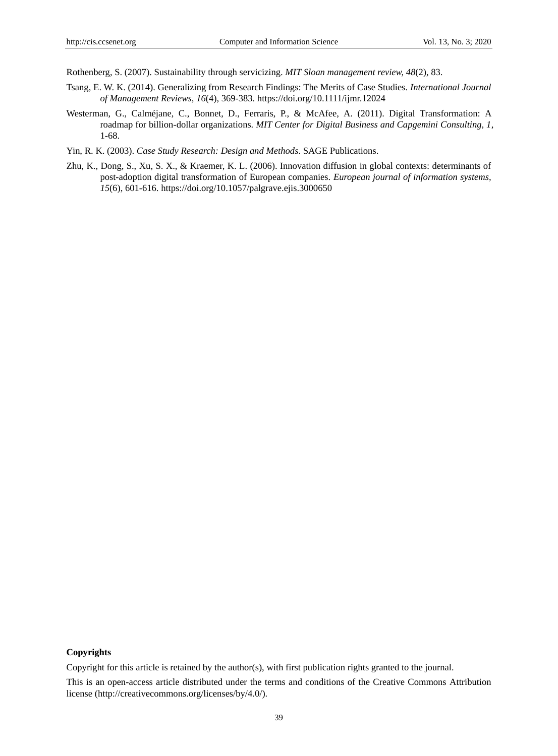Rothenberg, S. (2007). Sustainability through servicizing. *MIT Sloan management review, 48*(2), 83.

Tsang, E. W. K. (2014). Generalizing from Research Findings: The Merits of Case Studies. *International Journal of Management Reviews, 16*(4), 369-383. https://doi.org/10.1111/ijmr.12024

Westerman, G., Calméjane, C., Bonnet, D., Ferraris, P., & McAfee, A. (2011). Digital Transformation: A roadmap for billion-dollar organizations. *MIT Center for Digital Business and Capgemini Consulting, 1*, 1-68.

Yin, R. K. (2003). *Case Study Research: Design and Methods*. SAGE Publications.

Zhu, K., Dong, S., Xu, S. X., & Kraemer, K. L. (2006). Innovation diffusion in global contexts: determinants of post-adoption digital transformation of European companies. *European journal of information systems, 15*(6), 601-616. https://doi.org/10.1057/palgrave.ejis.3000650

**Copyrights**

Copyright for this article is retained by the author(s), with first publication rights granted to the journal.

This is an open-access article distributed under the terms and conditions of the Creative Commons Attribution license (http://creativecommons.org/licenses/by/4.0/).